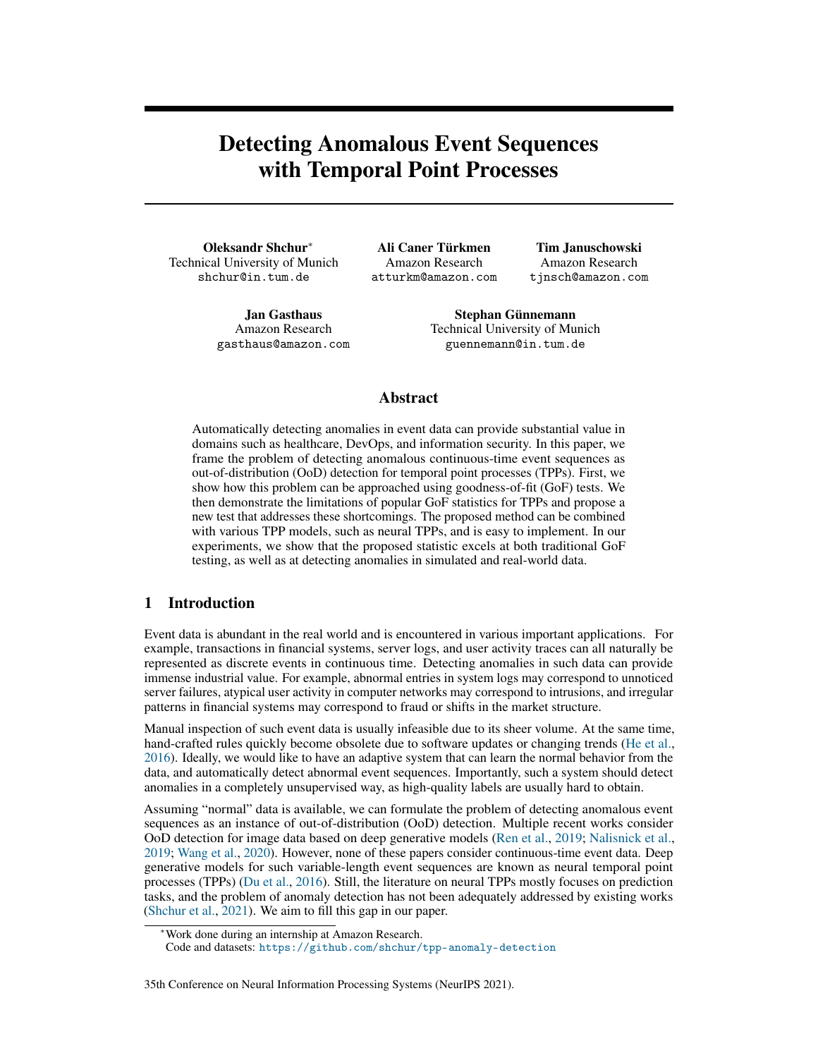# Detecting Anomalous Event Sequences with Temporal Point Processes

**Oleksandr Shchur***
Technical University of Munich
shchur@in.tum.de

**Ali Caner Türkmen**
Amazon Research
atturkm@amazon.com

**Tim Januschowski**
Amazon Research
tjnsch@amazon.com

**Jan Gasthaus**
Amazon Research
gasthaus@amazon.com

**Stephan Günnemann**
Technical University of Munich
guennemann@in.tum.de

## Abstract

Automatically detecting anomalies in event data can provide substantial value in domains such as healthcare, DevOps, and information security. In this paper, we frame the problem of detecting anomalous continuous-time event sequences as out-of-distribution (OoD) detection for temporal point processes (TPPs). First, we show how this problem can be approached using goodness-of-fit (GoF) tests. We then demonstrate the limitations of popular GoF statistics for TPPs and propose a new test that addresses these shortcomings. The proposed method can be combined with various TPP models, such as neural TPPs, and is easy to implement. In our experiments, we show that the proposed statistic excels at both traditional GoF testing, as well as at detecting anomalies in simulated and real-world data.

## 1 Introduction

Event data is abundant in the real world and is encountered in various important applications. For example, transactions in financial systems, server logs, and user activity traces can all naturally be represented as discrete events in continuous time. Detecting anomalies in such data can provide immense industrial value. For example, abnormal entries in system logs may correspond to unnoticed server failures, atypical user activity in computer networks may correspond to intrusions, and irregular patterns in financial systems may correspond to fraud or shifts in the market structure.

Manual inspection of such event data is usually infeasible due to its sheer volume. At the same time, hand-crafted rules quickly become obsolete due to software updates or changing trends (He et al., 2016). Ideally, we would like to have an adaptive system that can learn the normal behavior from the data, and automatically detect abnormal event sequences. Importantly, such a system should detect anomalies in a completely unsupervised way, as high-quality labels are usually hard to obtain.

Assuming "normal" data is available, we can formulate the problem of detecting anomalous event sequences as an instance of out-of-distribution (OoD) detection. Multiple recent works consider OoD detection for image data based on deep generative models (Ren et al., 2019; Nalisnick et al., 2019; Wang et al., 2020). However, none of these papers consider continuous-time event data. Deep generative models for such variable-length event sequences are known as neural temporal point processes (TPPs) (Du et al., 2016). Still, the literature on neural TPPs mostly focuses on prediction tasks, and the problem of anomaly detection has not been adequately addressed by existing works (Shchur et al., 2021). We aim to fill this gap in our paper.

*Work done during an internship at Amazon Research.
Code and datasets: https://github.com/shchur/tpp-anomaly-detection

35th Conference on Neural Information Processing Systems (NeurIPS 2021).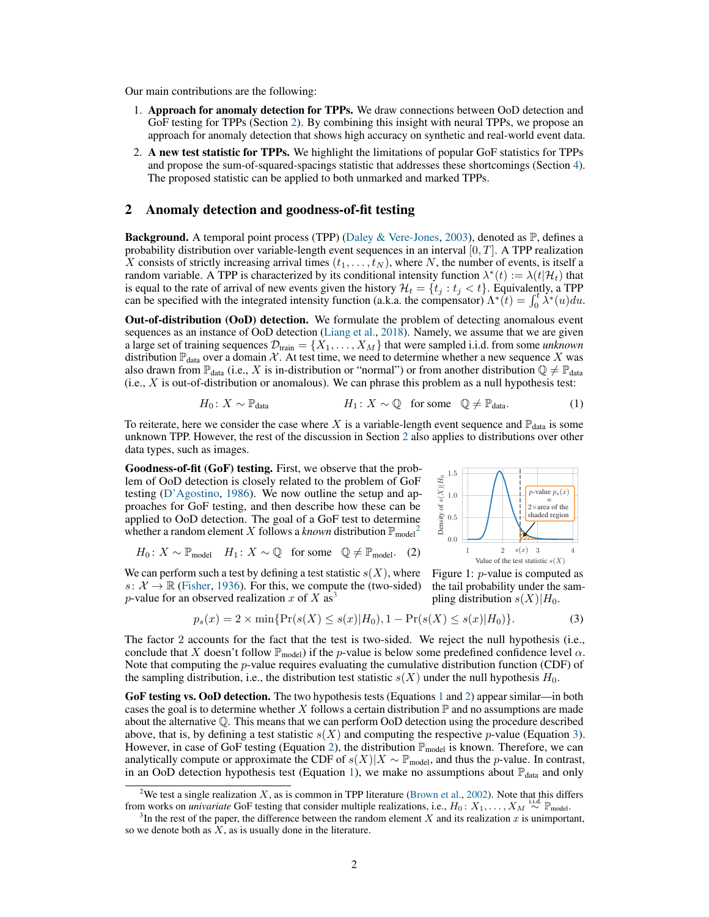Our main contributions are the following:

1. **Approach for anomaly detection for TPPs.** We draw connections between OoD detection and GoF testing for TPPs (Section 2). By combining this insight with neural TPPs, we propose an approach for anomaly detection that shows high accuracy on synthetic and real-world event data.
2. **A new test statistic for TPPs.** We highlight the limitations of popular GoF statistics for TPPs and propose the sum-of-squared-spacings statistic that addresses these shortcomings (Section 4). The proposed statistic can be applied to both unmarked and marked TPPs.

## 2 Anomaly detection and goodness-of-fit testing

**Background.** A temporal point process (TPP) (Daley & Vere-Jones, 2003), denoted as $\mathbb{P}$, defines a probability distribution over variable-length event sequences in an interval $[0, T]$. A TPP realization $X$ consists of strictly increasing arrival times $(t_1, \dots, t_N)$, where $N$, the number of events, is itself a random variable. A TPP is characterized by its conditional intensity function $\lambda^*(t) := \lambda(t|\mathcal{H}_t)$ that is equal to the rate of arrival of new events given the history $\mathcal{H}_t = \{t_j : t_j < t\}$. Equivalently, a TPP can be specified with the integrated intensity function (a.k.a. the compensator) $\Lambda^*(t) = \int_0^t \lambda^*(u)du$.

**Out-of-distribution (OoD) detection.** We formulate the problem of detecting anomalous event sequences as an instance of OoD detection (Liang et al., 2018). Namely, we assume that we are given a large set of training sequences $\mathcal{D}_{\text{train}} = \{X_1, \dots, X_M\}$ that were sampled i.i.d. from some *unknown* distribution $\mathbb{P}_{\text{data}}$ over a domain $\mathcal{X}$. At test time, we need to determine whether a new sequence $X$ was also drawn from $\mathbb{P}_{\text{data}}$ (i.e., $X$ is in-distribution or "normal") or from another distribution $\mathbb{Q} \neq \mathbb{P}_{\text{data}}$ (i.e., $X$ is out-of-distribution or anomalous). We can phrase this problem as a null hypothesis test:

$$H_0 \colon X \sim \mathbb{P}_{\text{data}} \qquad\qquad H_1 \colon X \sim \mathbb{Q} \quad \text{for some} \quad \mathbb{Q} \neq \mathbb{P}_{\text{data}}. \tag{1}$$

To reiterate, here we consider the case where $X$ is a variable-length event sequence and $\mathbb{P}_{\text{data}}$ is some unknown TPP. However, the rest of the discussion in Section 2 also applies to distributions over other data types, such as images.

**Goodness-of-fit (GoF) testing.** First, we observe that the problem of OoD detection is closely related to the problem of GoF testing (D'Agostino, 1986). We now outline the setup and approaches for GoF testing, and then describe how these can be applied to OoD detection. The goal of a GoF test to determine whether a random element $X$ follows a *known* distribution $\mathbb{P}_{\text{model}}$[2]

$$H_0 \colon X \sim \mathbb{P}_{\text{model}} \quad H_1 \colon X \sim \mathbb{Q} \quad \text{for some} \quad \mathbb{Q} \neq \mathbb{P}_{\text{model}}. \tag{2}$$

We can perform such a test by defining a test statistic $s(X)$, where $s \colon \mathcal{X} \to \mathbb{R}$ (Fisher, 1936). For this, we compute the (two-sided) $p$-value for an observed realization $x$ of $X$ as[3]

Figure 1: $p$-value is computed as the tail probability under the sampling distribution $s(X)|H_0$.

$$p_s(x) = 2 \times \min\{\Pr(s(X) \leq s(x)|H_0), 1 - \Pr(s(X) \leq s(x)|H_0)\}. \tag{3}$$

The factor 2 accounts for the fact that the test is two-sided. We reject the null hypothesis (i.e., conclude that $X$ doesn't follow $\mathbb{P}_{\text{model}}$) if the $p$-value is below some predefined confidence level $\alpha$. Note that computing the $p$-value requires evaluating the cumulative distribution function (CDF) of the sampling distribution, i.e., the distribution test statistic $s(X)$ under the null hypothesis $H_0$.

**GoF testing vs. OoD detection.** The two hypothesis tests (Equations 1 and 2) appear similar—in both cases the goal is to determine whether $X$ follows a certain distribution $\mathbb{P}$ and no assumptions are made about the alternative $\mathbb{Q}$. This means that we can perform OoD detection using the procedure described above, that is, by defining a test statistic $s(X)$ and computing the respective $p$-value (Equation 3). However, in case of GoF testing (Equation 2), the distribution $\mathbb{P}_{\text{model}}$ is known. Therefore, we can analytically compute or approximate the CDF of $s(X)|X \sim \mathbb{P}_{\text{model}}$, and thus the $p$-value. In contrast, in an OoD detection hypothesis test (Equation 1), we make no assumptions about $\mathbb{P}_{\text{data}}$ and only

[2] We test a single realization $X$, as is common in TPP literature (Brown et al., 2002). Note that this differs from works on *univariate* GoF testing that consider multiple realizations, i.e., $H_0 \colon X_1, \dots, X_M \overset{\text{i.i.d.}}{\sim} \mathbb{P}_{\text{model}}$.

[3] In the rest of the paper, the difference between the random element $X$ and its realization $x$ is unimportant, so we denote both as $X$, as is usually done in the literature.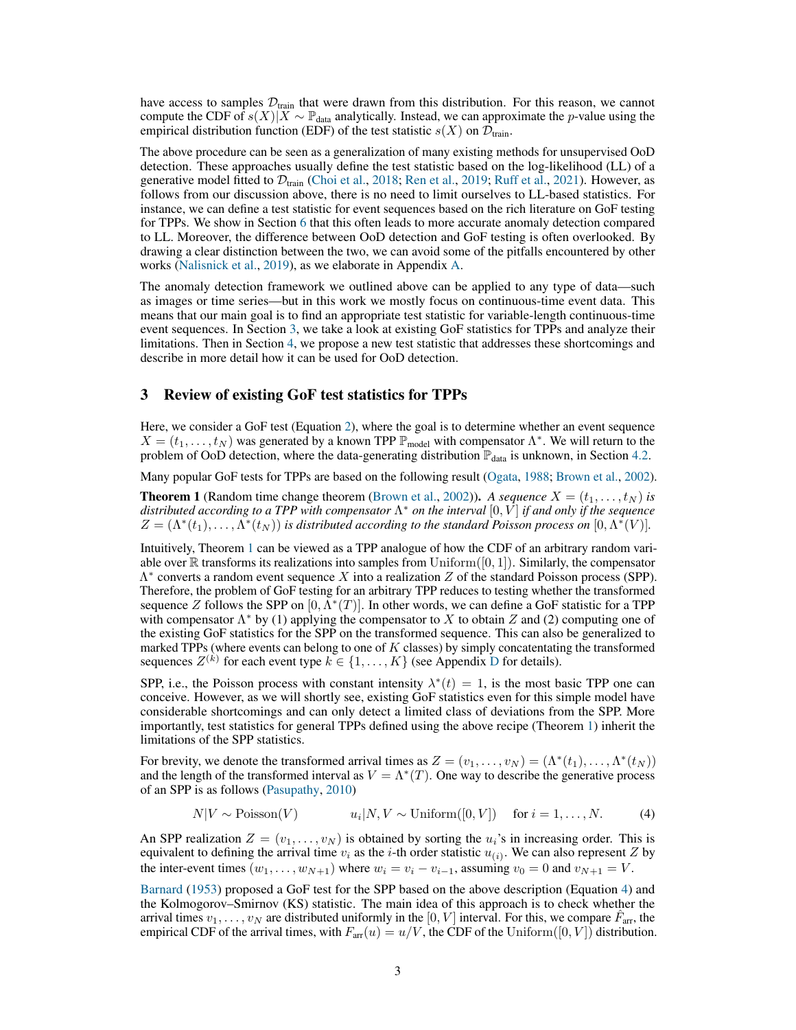have access to samples $\mathcal{D}_{\text{train}}$ that were drawn from this distribution. For this reason, we cannot compute the CDF of $s(X)|X \sim \mathbb{P}_{\text{data}}$ analytically. Instead, we can approximate the $p$-value using the empirical distribution function (EDF) of the test statistic $s(X)$ on $\mathcal{D}_{\text{train}}$.

The above procedure can be seen as a generalization of many existing methods for unsupervised OoD detection. These approaches usually define the test statistic based on the log-likelihood (LL) of a generative model fitted to $\mathcal{D}_{\text{train}}$ (Choi et al., 2018; Ren et al., 2019; Ruff et al., 2021). However, as follows from our discussion above, there is no need to limit ourselves to LL-based statistics. For instance, we can define a test statistic for event sequences based on the rich literature on GoF testing for TPPs. We show in Section 6 that this often leads to more accurate anomaly detection compared to LL. Moreover, the difference between OoD detection and GoF testing is often overlooked. By drawing a clear distinction between the two, we can avoid some of the pitfalls encountered by other works (Nalisnick et al., 2019), as we elaborate in Appendix A.

The anomaly detection framework we outlined above can be applied to any type of data—such as images or time series—but in this work we mostly focus on continuous-time event data. This means that our main goal is to find an appropriate test statistic for variable-length continuous-time event sequences. In Section 3, we take a look at existing GoF statistics for TPPs and analyze their limitations. Then in Section 4, we propose a new test statistic that addresses these shortcomings and describe in more detail how it can be used for OoD detection.

## 3 Review of existing GoF test statistics for TPPs

Here, we consider a GoF test (Equation 2), where the goal is to determine whether an event sequence $X = (t_1, \dots, t_N)$ was generated by a known TPP $\mathbb{P}_{\text{model}}$ with compensator $\Lambda^*$. We will return to the problem of OoD detection, where the data-generating distribution $\mathbb{P}_{\text{data}}$ is unknown, in Section 4.2.

Many popular GoF tests for TPPs are based on the following result (Ogata, 1988; Brown et al., 2002).

**Theorem 1** (Random time change theorem (Brown et al., 2002)). *A sequence $X = (t_1, \dots, t_N)$ is distributed according to a TPP with compensator $\Lambda^*$ on the interval $[0, V]$ if and only if the sequence $Z = (\Lambda^*(t_1), \dots, \Lambda^*(t_N))$ is distributed according to the standard Poisson process on $[0, \Lambda^*(V)]$.*

Intuitively, Theorem 1 can be viewed as a TPP analogue of how the CDF of an arbitrary random variable over $\mathbb{R}$ transforms its realizations into samples from $\text{Uniform}([0, 1])$. Similarly, the compensator $\Lambda^*$ converts a random event sequence $X$ into a realization $Z$ of the standard Poisson process (SPP). Therefore, the problem of GoF testing for an arbitrary TPP reduces to testing whether the transformed sequence $Z$ follows the SPP on $[0, \Lambda^*(T)]$. In other words, we can define a GoF statistic for a TPP with compensator $\Lambda^*$ by (1) applying the compensator to $X$ to obtain $Z$ and (2) computing one of the existing GoF statistics for the SPP on the transformed sequence. This can also be generalized to marked TPPs (where events can belong to one of $K$ classes) by simply concatentating the transformed sequences $Z^{(k)}$ for each event type $k \in \{1, \dots, K\}$ (see Appendix D for details).

SPP, i.e., the Poisson process with constant intensity $\lambda^*(t) = 1$, is the most basic TPP one can conceive. However, as we will shortly see, existing GoF statistics even for this simple model have considerable shortcomings and can only detect a limited class of deviations from the SPP. More importantly, test statistics for general TPPs defined using the above recipe (Theorem 1) inherit the limitations of the SPP statistics.

For brevity, we denote the transformed arrival times as $Z = (v_1, \dots, v_N) = (\Lambda^*(t_1), \dots, \Lambda^*(t_N))$ and the length of the transformed interval as $V = \Lambda^*(T)$. One way to describe the generative process of an SPP is as follows (Pasupathy, 2010)

$$N|V \sim \text{Poisson}(V) \qquad u_i|N, V \sim \text{Uniform}([0, V]) \quad \text{for } i = 1, \dots, N. \tag{4}$$

An SPP realization $Z = (v_1, \dots, v_N)$ is obtained by sorting the $u_i$'s in increasing order. This is equivalent to defining the arrival time $v_i$ as the $i$-th order statistic $u_{(i)}$. We can also represent $Z$ by the inter-event times $(w_1, \dots, w_{N+1})$ where $w_i = v_i - v_{i-1}$, assuming $v_0 = 0$ and $v_{N+1} = V$.

Barnard (1953) proposed a GoF test for the SPP based on the above description (Equation 4) and the Kolmogorov–Smirnov (KS) statistic. The main idea of this approach is to check whether the arrival times $v_1, \dots, v_N$ are distributed uniformly in the $[0, V]$ interval. For this, we compare $\hat{F}_{\text{arr}}$, the empirical CDF of the arrival times, with $F_{\text{arr}}(u) = u/V$, the CDF of the $\text{Uniform}([0, V])$ distribution.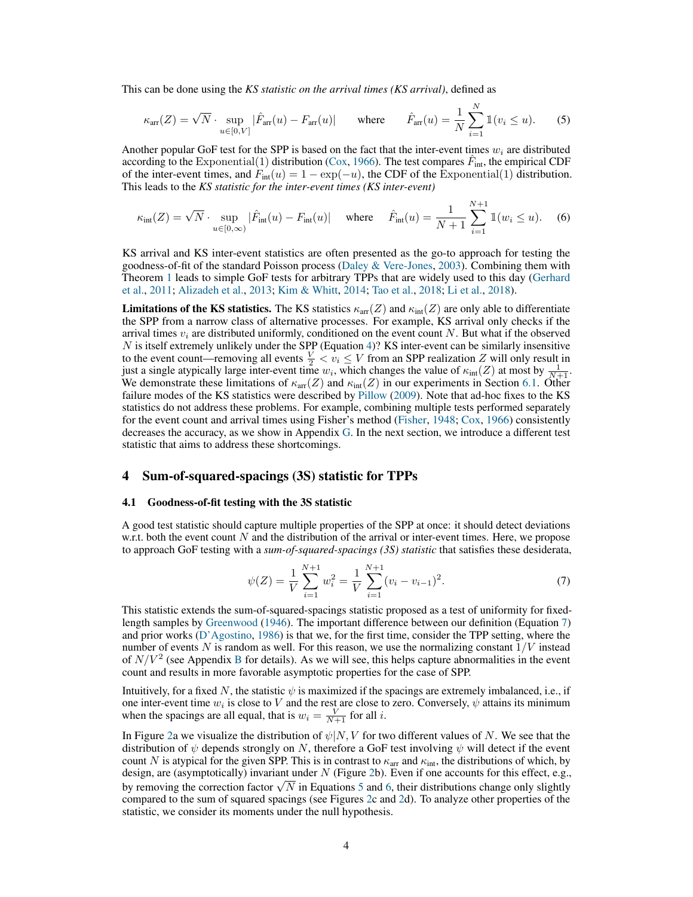This can be done using the *KS statistic on the arrival times (KS arrival)*, defined as

$$\kappa_{\text{arr}}(Z) = \sqrt{N} \cdot \sup_{u \in [0,V]} |\hat{F}_{\text{arr}}(u) - F_{\text{arr}}(u)| \qquad \text{where} \qquad \hat{F}_{\text{arr}}(u) = \frac{1}{N} \sum_{i=1}^{N} \mathbb{1}(v_i \leq u). \tag{5}$$

Another popular GoF test for the SPP is based on the fact that the inter-event times $w_i$ are distributed according to the $\text{Exponential}(1)$ distribution (Cox, 1966). The test compares $\hat{F}_{\text{int}}$, the empirical CDF of the inter-event times, and $F_{\text{int}}(u) = 1 - \exp(-u)$, the CDF of the $\text{Exponential}(1)$ distribution. This leads to the *KS statistic for the inter-event times (KS inter-event)*

$$\kappa_{\text{int}}(Z) = \sqrt{N} \cdot \sup_{u \in [0,\infty)} |\hat{F}_{\text{int}}(u) - F_{\text{int}}(u)| \quad \text{where} \quad \hat{F}_{\text{int}}(u) = \frac{1}{N+1} \sum_{i=1}^{N+1} \mathbb{1}(w_i \leq u). \tag{6}$$

KS arrival and KS inter-event statistics are often presented as the go-to approach for testing the goodness-of-fit of the standard Poisson process (Daley & Vere-Jones, 2003). Combining them with Theorem 1 leads to simple GoF tests for arbitrary TPPs that are widely used to this day (Gerhard et al., 2011; Alizadeh et al., 2013; Kim & Whitt, 2014; Tao et al., 2018; Li et al., 2018).

**Limitations of the KS statistics.** The KS statistics $\kappa_{\text{arr}}(Z)$ and $\kappa_{\text{int}}(Z)$ are only able to differentiate the SPP from a narrow class of alternative processes. For example, KS arrival only checks if the arrival times $v_i$ are distributed uniformly, conditioned on the event count $N$. But what if the observed $N$ is itself extremely unlikely under the SPP (Equation 4)? KS inter-event can be similarly insensitive to the event count—removing all events $\frac{V}{2} < v_i \leq V$ from an SPP realization $Z$ will only result in just a single atypically large inter-event time $w_i$, which changes the value of $\kappa_{\text{int}}(Z)$ at most by $\frac{1}{N+1}$. We demonstrate these limitations of $\kappa_{\text{arr}}(Z)$ and $\kappa_{\text{int}}(Z)$ in our experiments in Section 6.1. Other failure modes of the KS statistics were described by Pillow (2009). Note that ad-hoc fixes to the KS statistics do not address these problems. For example, combining multiple tests performed separately for the event count and arrival times using Fisher's method (Fisher, 1948; Cox, 1966) consistently decreases the accuracy, as we show in Appendix G. In the next section, we introduce a different test statistic that aims to address these shortcomings.

## 4 Sum-of-squared-spacings (3S) statistic for TPPs

### 4.1 Goodness-of-fit testing with the 3S statistic

A good test statistic should capture multiple properties of the SPP at once: it should detect deviations w.r.t. both the event count $N$ and the distribution of the arrival or inter-event times. Here, we propose to approach GoF testing with a *sum-of-squared-spacings (3S) statistic* that satisfies these desiderata,

$$\psi(Z) = \frac{1}{V} \sum_{i=1}^{N+1} w_i^2 = \frac{1}{V} \sum_{i=1}^{N+1} (v_i - v_{i-1})^2. \tag{7}$$

This statistic extends the sum-of-squared-spacings statistic proposed as a test of uniformity for fixed-length samples by Greenwood (1946). The important difference between our definition (Equation 7) and prior works (D'Agostino, 1986) is that we, for the first time, consider the TPP setting, where the number of events $N$ is random as well. For this reason, we use the normalizing constant $1/V$ instead of $N/V^2$ (see Appendix B for details). As we will see, this helps capture abnormalities in the event count and results in more favorable asymptotic properties for the case of SPP.

Intuitively, for a fixed $N$, the statistic $\psi$ is maximized if the spacings are extremely imbalanced, i.e., if one inter-event time $w_i$ is close to $V$ and the rest are close to zero. Conversely, $\psi$ attains its minimum when the spacings are all equal, that is $w_i = \frac{V}{N+1}$ for all $i$.

In Figure 2a we visualize the distribution of $\psi | N, V$ for two different values of $N$. We see that the distribution of $\psi$ depends strongly on $N$, therefore a GoF test involving $\psi$ will detect if the event count $N$ is atypical for the given SPP. This is in contrast to $\kappa_{\text{arr}}$ and $\kappa_{\text{int}}$, the distributions of which, by design, are (asymptotically) invariant under $N$ (Figure 2b). Even if one accounts for this effect, e.g., by removing the correction factor $\sqrt{N}$ in Equations 5 and 6, their distributions change only slightly compared to the sum of squared spacings (see Figures 2c and 2d). To analyze other properties of the statistic, we consider its moments under the null hypothesis.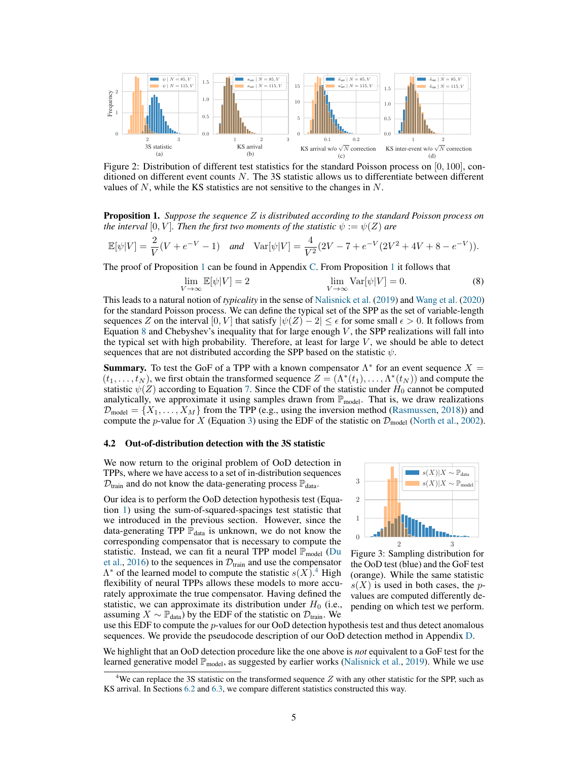Figure 2: Distribution of different test statistics for the standard Poisson process on $[0, 100]$, conditioned on different event counts $N$. The 3S statistic allows us to differentiate between different values of $N$, while the KS statistics are not sensitive to the changes in $N$.

**Proposition 1.** *Suppose the sequence $Z$ is distributed according to the standard Poisson process on the interval $[0, V]$. Then the first two moments of the statistic $\psi := \psi(Z)$ are*

$$\mathbb{E}[\psi|V] = \frac{2}{V}(V + e^{-V} - 1) \quad \text{and} \quad \text{Var}[\psi|V] = \frac{4}{V^2}(2V - 7 + e^{-V}(2V^2 + 4V + 8 - e^{-V})).$$

The proof of Proposition 1 can be found in Appendix C. From Proposition 1 it follows that

$$\lim_{V\to\infty} \mathbb{E}[\psi|V] = 2 \qquad\qquad \lim_{V\to\infty} \text{Var}[\psi|V] = 0. \tag{8}$$

This leads to a natural notion of *typicality* in the sense of Nalisnick et al. (2019) and Wang et al. (2020) for the standard Poisson process. We can define the typical set of the SPP as the set of variable-length sequences $Z$ on the interval $[0, V]$ that satisfy $|\psi(Z) - 2| \le \epsilon$ for some small $\epsilon > 0$. It follows from Equation 8 and Chebyshev's inequality that for large enough $V$, the SPP realizations will fall into the typical set with high probability. Therefore, at least for large $V$, we should be able to detect sequences that are not distributed according the SPP based on the statistic $\psi$.

**Summary.** To test the GoF of a TPP with a known compensator $\Lambda^*$ for an event sequence $X = (t_1, \dots, t_N)$, we first obtain the transformed sequence $Z = (\Lambda^*(t_1), \dots, \Lambda^*(t_N))$ and compute the statistic $\psi(Z)$ according to Equation 7. Since the CDF of the statistic under $H_0$ cannot be computed analytically, we approximate it using samples drawn from $\mathbb{P}_{\text{model}}$. That is, we draw realizations $\mathcal{D}_{\text{model}} = \{X_1, \dots, X_M\}$ from the TPP (e.g., using the inversion method (Rasmussen, 2018)) and compute the $p$-value for $X$ (Equation 3) using the EDF of the statistic on $\mathcal{D}_{\text{model}}$ (North et al., 2002).

### 4.2 Out-of-distribution detection with the 3S statistic

We now return to the original problem of OoD detection in TPPs, where we have access to a set of in-distribution sequences $\mathcal{D}_{\text{train}}$ and do not know the data-generating process $\mathbb{P}_{\text{data}}$.

Our idea is to perform the OoD detection hypothesis test (Equation 1) using the sum-of-squared-spacings test statistic that we introduced in the previous section. However, since the data-generating TPP $\mathbb{P}_{\text{data}}$ is unknown, we do not know the corresponding compensator that is necessary to compute the statistic. Instead, we can fit a neural TPP model $\mathbb{P}_{\text{model}}$ (Du et al., 2016) to the sequences in $\mathcal{D}_{\text{train}}$ and use the compensator $\Lambda^*$ of the learned model to compute the statistic $s(X)$.[4] High flexibility of neural TPPs allows these models to more accurately approximate the true compensator. Having defined the statistic, we can approximate its distribution under $H_0$ (i.e., assuming $X \sim \mathbb{P}_{\text{data}}$) by the EDF of the statistic on $\mathcal{D}_{\text{train}}$. We use this EDF to compute the $p$-values for our OoD detection hypothesis test and thus detect anomalous sequences. We provide the pseudocode description of our OoD detection method in Appendix D.

Figure 3: Sampling distribution for the OoD test (blue) and the GoF test (orange). While the same statistic $s(X)$ is used in both cases, the $p$-values are computed differently depending on which test we perform.

We highlight that an OoD detection procedure like the one above is *not* equivalent to a GoF test for the learned generative model $\mathbb{P}_{\text{model}}$, as suggested by earlier works (Nalisnick et al., 2019). While we use

[4] We can replace the 3S statistic on the transformed sequence $Z$ with any other statistic for the SPP, such as KS arrival. In Sections 6.2 and 6.3, we compare different statistics constructed this way.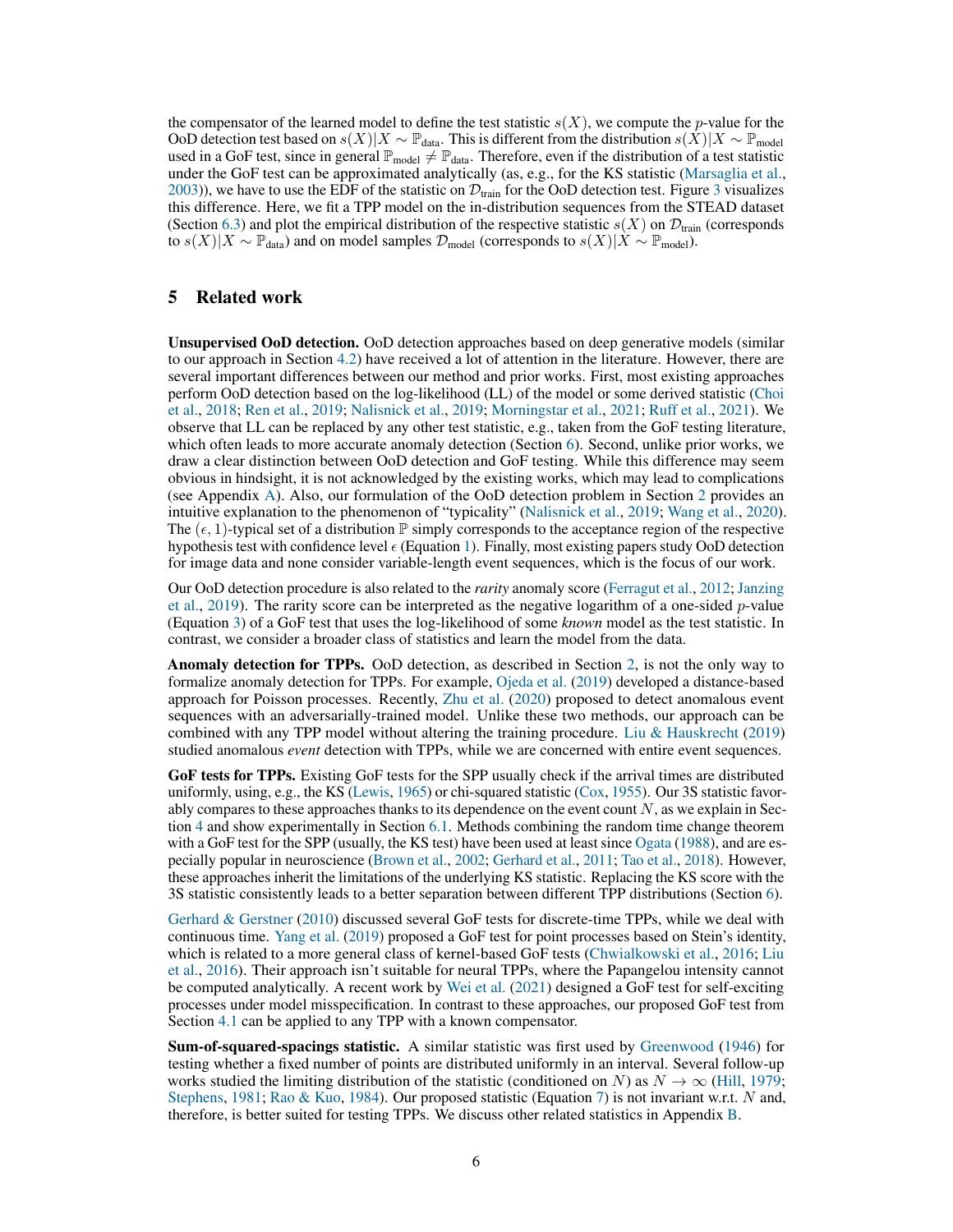the compensator of the learned model to define the test statistic $s(X)$, we compute the $p$-value for the OoD detection test based on $s(X)|X \sim \mathbb{P}_{\text{data}}$. This is different from the distribution $s(X)|X \sim \mathbb{P}_{\text{model}}$ used in a GoF test, since in general $\mathbb{P}_{\text{model}} \neq \mathbb{P}_{\text{data}}$. Therefore, even if the distribution of a test statistic under the GoF test can be approximated analytically (as, e.g., for the KS statistic (Marsaglia et al., 2003)), we have to use the EDF of the statistic on $\mathcal{D}_{\text{train}}$ for the OoD detection test. Figure 3 visualizes this difference. Here, we fit a TPP model on the in-distribution sequences from the STEAD dataset (Section 6.3) and plot the empirical distribution of the respective statistic $s(X)$ on $\mathcal{D}_{\text{train}}$ (corresponds to $s(X)|X \sim \mathbb{P}_{\text{data}}$) and on model samples $\mathcal{D}_{\text{model}}$ (corresponds to $s(X)|X \sim \mathbb{P}_{\text{model}}$).

## 5 Related work

**Unsupervised OoD detection.** OoD detection approaches based on deep generative models (similar to our approach in Section 4.2) have received a lot of attention in the literature. However, there are several important differences between our method and prior works. First, most existing approaches perform OoD detection based on the log-likelihood (LL) of the model or some derived statistic (Choi et al., 2018; Ren et al., 2019; Nalisnick et al., 2019; Morningstar et al., 2021; Ruff et al., 2021). We observe that LL can be replaced by any other test statistic, e.g., taken from the GoF testing literature, which often leads to more accurate anomaly detection (Section 6). Second, unlike prior works, we draw a clear distinction between OoD detection and GoF testing. While this difference may seem obvious in hindsight, it is not acknowledged by the existing works, which may lead to complications (see Appendix A). Also, our formulation of the OoD detection problem in Section 2 provides an intuitive explanation to the phenomenon of "typicality" (Nalisnick et al., 2019; Wang et al., 2020). The $(\epsilon, 1)$-typical set of a distribution $\mathbb{P}$ simply corresponds to the acceptance region of the respective hypothesis test with confidence level $\epsilon$ (Equation 1). Finally, most existing papers study OoD detection for image data and none consider variable-length event sequences, which is the focus of our work.

Our OoD detection procedure is also related to the *rarity* anomaly score (Ferragut et al., 2012; Janzing et al., 2019). The rarity score can be interpreted as the negative logarithm of a one-sided $p$-value (Equation 3) of a GoF test that uses the log-likelihood of some *known* model as the test statistic. In contrast, we consider a broader class of statistics and learn the model from the data.

**Anomaly detection for TPPs.** OoD detection, as described in Section 2, is not the only way to formalize anomaly detection for TPPs. For example, Ojeda et al. (2019) developed a distance-based approach for Poisson processes. Recently, Zhu et al. (2020) proposed to detect anomalous event sequences with an adversarially-trained model. Unlike these two methods, our approach can be combined with any TPP model without altering the training procedure. Liu & Hauskrecht (2019) studied anomalous *event* detection with TPPs, while we are concerned with entire event sequences.

**GoF tests for TPPs.** Existing GoF tests for the SPP usually check if the arrival times are distributed uniformly, using, e.g., the KS (Lewis, 1965) or chi-squared statistic (Cox, 1955). Our 3S statistic favorably compares to these approaches thanks to its dependence on the event count $N$, as we explain in Section 4 and show experimentally in Section 6.1. Methods combining the random time change theorem with a GoF test for the SPP (usually, the KS test) have been used at least since Ogata (1988), and are especially popular in neuroscience (Brown et al., 2002; Gerhard et al., 2011; Tao et al., 2018). However, these approaches inherit the limitations of the underlying KS statistic. Replacing the KS score with the 3S statistic consistently leads to a better separation between different TPP distributions (Section 6).

Gerhard & Gerstner (2010) discussed several GoF tests for discrete-time TPPs, while we deal with continuous time. Yang et al. (2019) proposed a GoF test for point processes based on Stein's identity, which is related to a more general class of kernel-based GoF tests (Chwialkowski et al., 2016; Liu et al., 2016). Their approach isn't suitable for neural TPPs, where the Papangelou intensity cannot be computed analytically. A recent work by Wei et al. (2021) designed a GoF test for self-exciting processes under model misspecification. In contrast to these approaches, our proposed GoF test from Section 4.1 can be applied to any TPP with a known compensator.

**Sum-of-squared-spacings statistic.** A similar statistic was first used by Greenwood (1946) for testing whether a fixed number of points are distributed uniformly in an interval. Several follow-up works studied the limiting distribution of the statistic (conditioned on $N$) as $N \to \infty$ (Hill, 1979; Stephens, 1981; Rao & Kuo, 1984). Our proposed statistic (Equation 7) is not invariant w.r.t. $N$ and, therefore, is better suited for testing TPPs. We discuss other related statistics in Appendix B.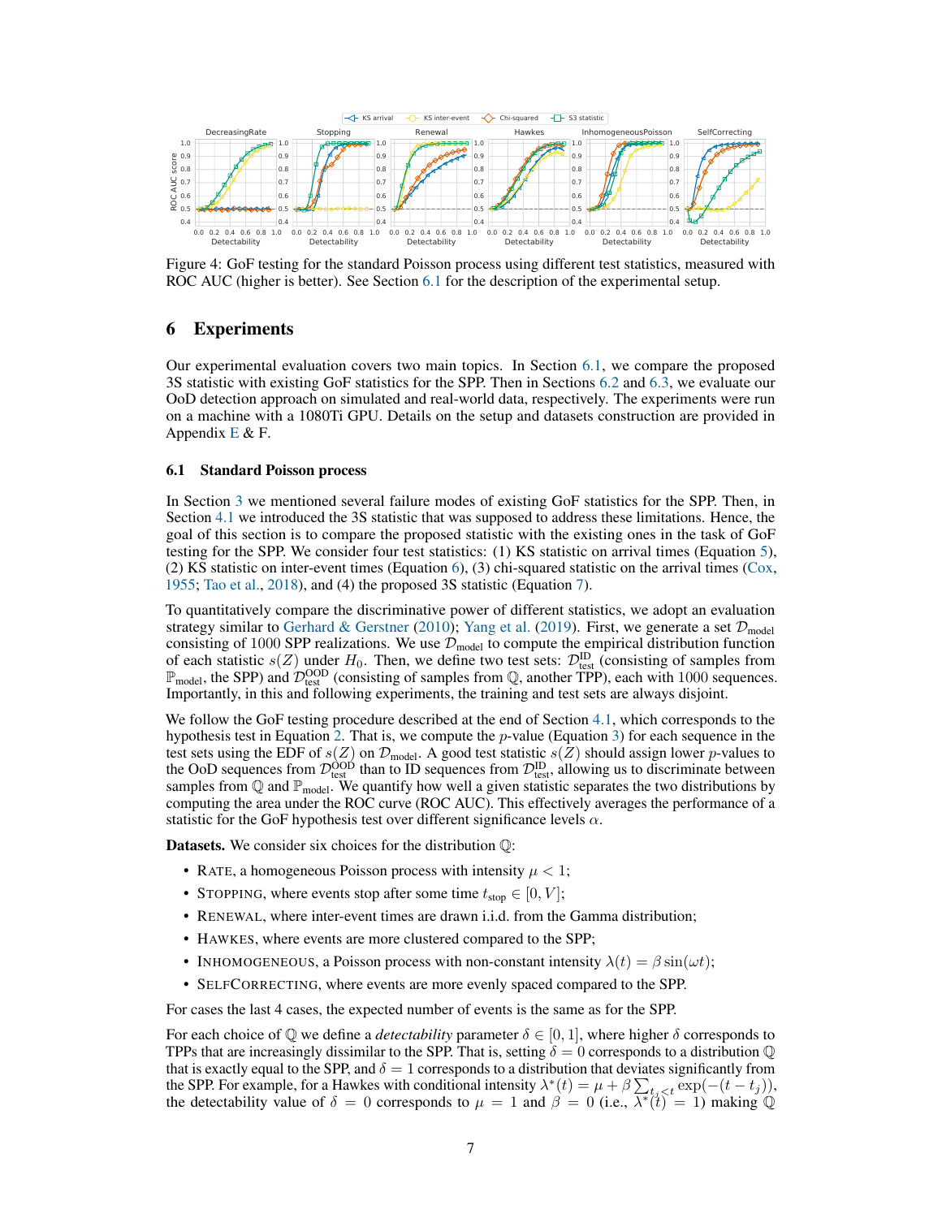Figure 4: GoF testing for the standard Poisson process using different test statistics, measured with ROC AUC (higher is better). See Section 6.1 for the description of the experimental setup.

# 6 Experiments

Our experimental evaluation covers two main topics. In Section 6.1, we compare the proposed 3S statistic with existing GoF statistics for the SPP. Then in Sections 6.2 and 6.3, we evaluate our OoD detection approach on simulated and real-world data, respectively. The experiments were run on a machine with a 1080Ti GPU. Details on the setup and datasets construction are provided in Appendix E & F.

## 6.1 Standard Poisson process

In Section 3 we mentioned several failure modes of existing GoF statistics for the SPP. Then, in Section 4.1 we introduced the 3S statistic that was supposed to address these limitations. Hence, the goal of this section is to compare the proposed statistic with the existing ones in the task of GoF testing for the SPP. We consider four test statistics: (1) KS statistic on arrival times (Equation 5), (2) KS statistic on inter-event times (Equation 6), (3) chi-squared statistic on the arrival times (Cox, 1955; Tao et al., 2018), and (4) the proposed 3S statistic (Equation 7).

To quantitatively compare the discriminative power of different statistics, we adopt an evaluation strategy similar to Gerhard & Gerstner (2010); Yang et al. (2019). First, we generate a set $\mathcal{D}_{\text{model}}$ consisting of 1000 SPP realizations. We use $\mathcal{D}_{\text{model}}$ to compute the empirical distribution function of each statistic $s(Z)$ under $H_0$. Then, we define two test sets: $\mathcal{D}_{\text{test}}^{\text{ID}}$ (consisting of samples from $\mathbb{P}_{\text{model}}$, the SPP) and $\mathcal{D}_{\text{test}}^{\text{OOD}}$ (consisting of samples from $\mathbb{Q}$, another TPP), each with 1000 sequences. Importantly, in this and following experiments, the training and test sets are always disjoint.

We follow the GoF testing procedure described at the end of Section 4.1, which corresponds to the hypothesis test in Equation 2. That is, we compute the $p$-value (Equation 3) for each sequence in the test sets using the EDF of $s(Z)$ on $\mathcal{D}_{\text{model}}$. A good test statistic $s(Z)$ should assign lower $p$-values to the OoD sequences from $\mathcal{D}_{\text{test}}^{\text{OOD}}$ than to ID sequences from $\mathcal{D}_{\text{test}}^{\text{ID}}$, allowing us to discriminate between samples from $\mathbb{Q}$ and $\mathbb{P}_{\text{model}}$. We quantify how well a given statistic separates the two distributions by computing the area under the ROC curve (ROC AUC). This effectively averages the performance of a statistic for the GoF hypothesis test over different significance levels $\alpha$.

**Datasets.** We consider six choices for the distribution $\mathbb{Q}$:

- Rate, a homogeneous Poisson process with intensity $\mu < 1$;
- Stopping, where events stop after some time $t_{\text{stop}} \in [0, V]$;
- Renewal, where inter-event times are drawn i.i.d. from the Gamma distribution;
- Hawkes, where events are more clustered compared to the SPP;
- Inhomogeneous, a Poisson process with non-constant intensity $\lambda(t) = \beta \sin(\omega t)$;
- SelfCorrecting, where events are more evenly spaced compared to the SPP.

For cases the last 4 cases, the expected number of events is the same as for the SPP.

For each choice of $\mathbb{Q}$ we define a *detectability* parameter $\delta \in [0, 1]$, where higher $\delta$ corresponds to TPPs that are increasingly dissimilar to the SPP. That is, setting $\delta = 0$ corresponds to a distribution $\mathbb{Q}$ that is exactly equal to the SPP, and $\delta = 1$ corresponds to a distribution that deviates significantly from the SPP. For example, for a Hawkes with conditional intensity $\lambda^*(t) = \mu + \beta \sum_{t_j < t} \exp(-(t - t_j))$, the detectability value of $\delta = 0$ corresponds to $\mu = 1$ and $\beta = 0$ (i.e., $\lambda^*(t) = 1$) making $\mathbb{Q}$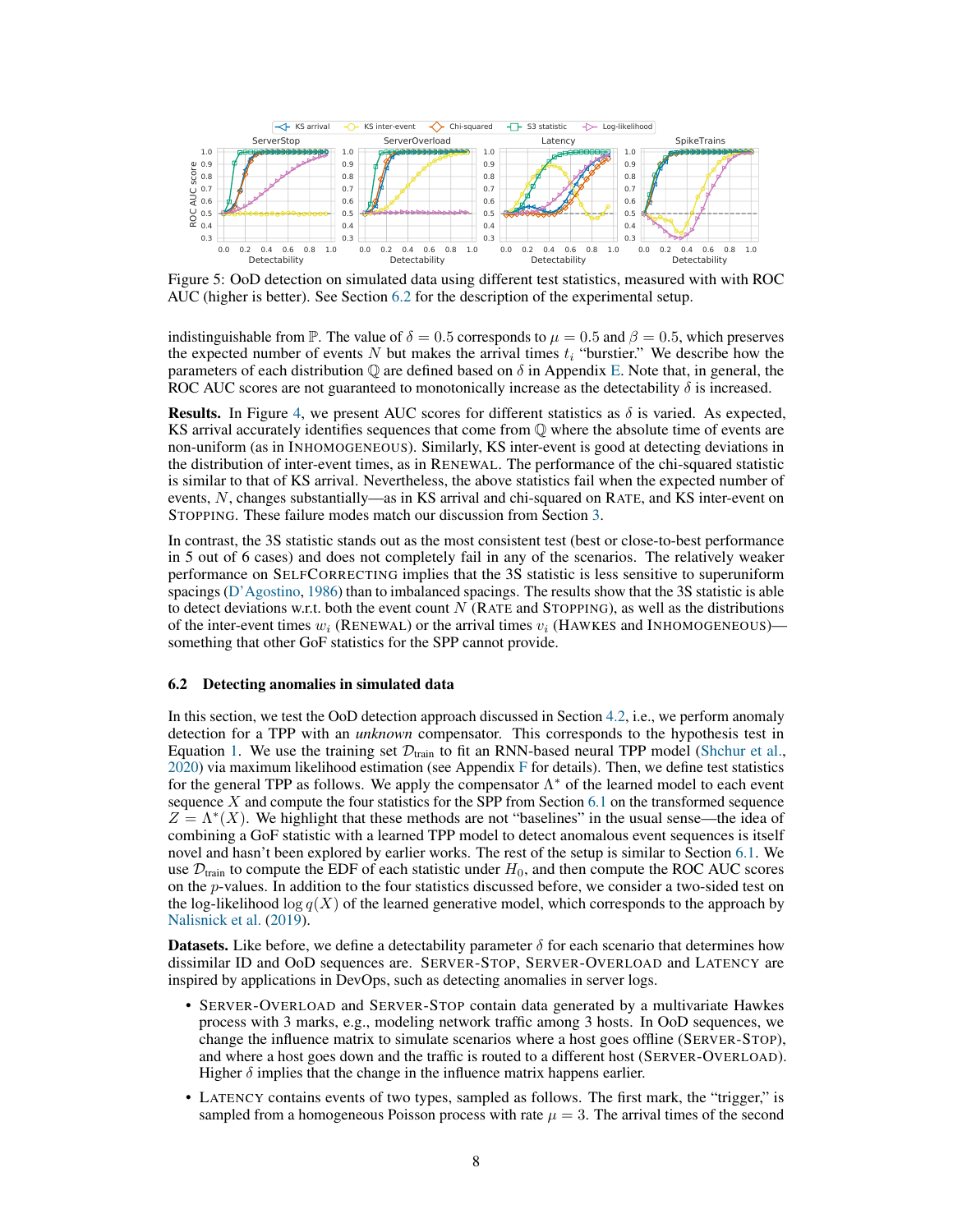Figure 5: OoD detection on simulated data using different test statistics, measured with with ROC AUC (higher is better). See Section 6.2 for the description of the experimental setup.

indistinguishable from $\mathbb{P}$. The value of $\delta = 0.5$ corresponds to $\mu = 0.5$ and $\beta = 0.5$, which preserves the expected number of events $N$ but makes the arrival times $t_i$ "burstier." We describe how the parameters of each distribution $\mathbb{Q}$ are defined based on $\delta$ in Appendix E. Note that, in general, the ROC AUC scores are not guaranteed to monotonically increase as the detectability $\delta$ is increased.

**Results.** In Figure 4, we present AUC scores for different statistics as $\delta$ is varied. As expected, KS arrival accurately identifies sequences that come from $\mathbb{Q}$ where the absolute time of events are non-uniform (as in INHOMOGENEOUS). Similarly, KS inter-event is good at detecting deviations in the distribution of inter-event times, as in RENEWAL. The performance of the chi-squared statistic is similar to that of KS arrival. Nevertheless, the above statistics fail when the expected number of events, $N$, changes substantially—as in KS arrival and chi-squared on RATE, and KS inter-event on STOPPING. These failure modes match our discussion from Section 3.

In contrast, the 3S statistic stands out as the most consistent test (best or close-to-best performance in 5 out of 6 cases) and does not completely fail in any of the scenarios. The relatively weaker performance on SELFCORRECTING implies that the 3S statistic is less sensitive to superuniform spacings (D'Agostino, 1986) than to imbalanced spacings. The results show that the 3S statistic is able to detect deviations w.r.t. both the event count $N$ (RATE and STOPPING), as well as the distributions of the inter-event times $w_i$ (RENEWAL) or the arrival times $v_i$ (HAWKES and INHOMOGENEOUS)—something that other GoF statistics for the SPP cannot provide.

### 6.2 Detecting anomalies in simulated data

In this section, we test the OoD detection approach discussed in Section 4.2, i.e., we perform anomaly detection for a TPP with an *unknown* compensator. This corresponds to the hypothesis test in Equation 1. We use the training set $\mathcal{D}_{\text{train}}$ to fit an RNN-based neural TPP model (Shchur et al., 2020) via maximum likelihood estimation (see Appendix F for details). Then, we define test statistics for the general TPP as follows. We apply the compensator $\Lambda^*$ of the learned model to each event sequence $X$ and compute the four statistics for the SPP from Section 6.1 on the transformed sequence $Z = \Lambda^*(X)$. We highlight that these methods are not "baselines" in the usual sense—the idea of combining a GoF statistic with a learned TPP model to detect anomalous event sequences is itself novel and hasn't been explored by earlier works. The rest of the setup is similar to Section 6.1. We use $\mathcal{D}_{\text{train}}$ to compute the EDF of each statistic under $H_0$, and then compute the ROC AUC scores on the $p$-values. In addition to the four statistics discussed before, we consider a two-sided test on the log-likelihood $\log q(X)$ of the learned generative model, which corresponds to the approach by Nalisnick et al. (2019).

**Datasets.** Like before, we define a detectability parameter $\delta$ for each scenario that determines how dissimilar ID and OoD sequences are. SERVER-STOP, SERVER-OVERLOAD and LATENCY are inspired by applications in DevOps, such as detecting anomalies in server logs.

- SERVER-OVERLOAD and SERVER-STOP contain data generated by a multivariate Hawkes process with 3 marks, e.g., modeling network traffic among 3 hosts. In OoD sequences, we change the influence matrix to simulate scenarios where a host goes offline (SERVER-STOP), and where a host goes down and the traffic is routed to a different host (SERVER-OVERLOAD). Higher $\delta$ implies that the change in the influence matrix happens earlier.
- LATENCY contains events of two types, sampled as follows. The first mark, the "trigger," is sampled from a homogeneous Poisson process with rate $\mu = 3$. The arrival times of the second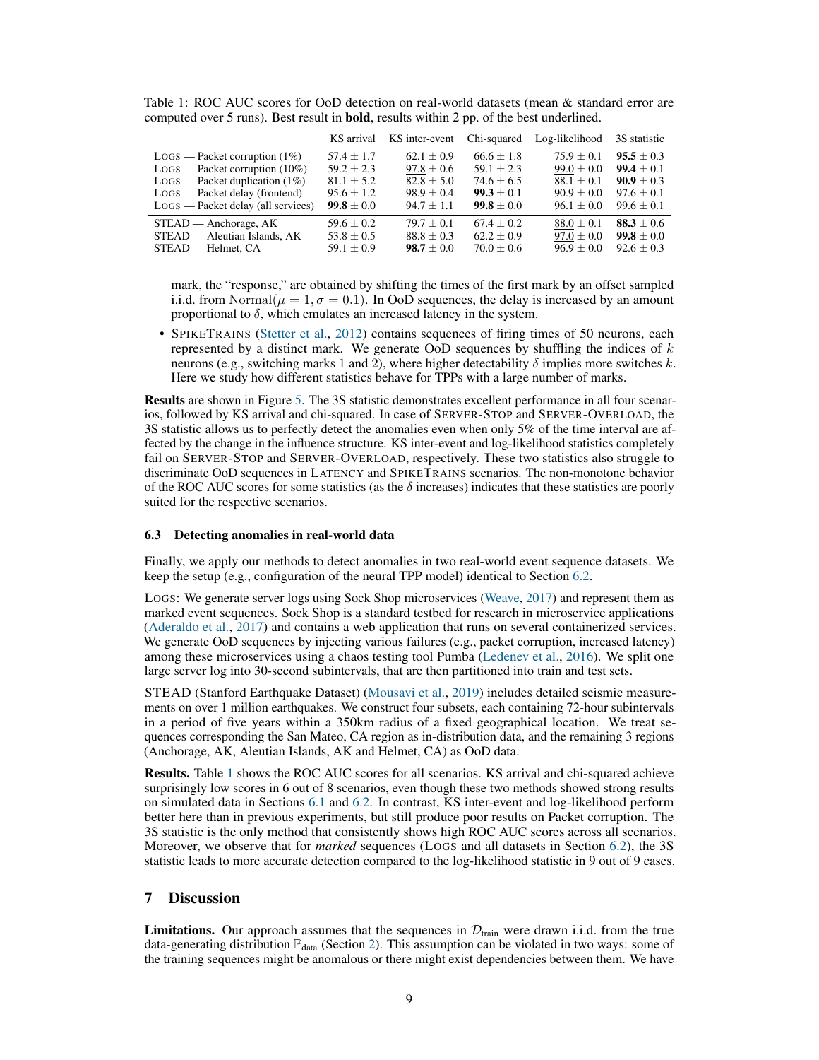Table 1: ROC AUC scores for OoD detection on real-world datasets (mean & standard error are computed over 5 runs). Best result in **bold**, results within 2 pp. of the best <u>underlined</u>.

| | KS arrival | KS inter-event | Chi-squared | Log-likelihood | 3S statistic |
|---|---|---|---|---|---|
| LOGS — Packet corruption (1%) | $57.4 \pm 1.7$ | $62.1 \pm 0.9$ | $66.6 \pm 1.8$ | $75.9 \pm 0.1$ | **95.5** $\pm 0.3$ |
| LOGS — Packet corruption (10%) | $59.2 \pm 2.3$ | <u>97.8</u> $\pm 0.6$ | $59.1 \pm 2.3$ | <u>99.0</u> $\pm 0.0$ | **99.4** $\pm 0.1$ |
| LOGS — Packet duplication (1%) | $81.1 \pm 5.2$ | $82.8 \pm 5.0$ | $74.6 \pm 6.5$ | $88.1 \pm 0.1$ | **90.9** $\pm 0.3$ |
| LOGS — Packet delay (frontend) | $95.6 \pm 1.2$ | <u>98.9</u> $\pm 0.4$ | **99.3** $\pm 0.1$ | $90.9 \pm 0.0$ | <u>97.6</u> $\pm 0.1$ |
| LOGS — Packet delay (all services) | **99.8** $\pm 0.0$ | $94.7 \pm 1.1$ | **99.8** $\pm 0.0$ | $96.1 \pm 0.0$ | <u>99.6</u> $\pm 0.1$ |
| STEAD — Anchorage, AK | $59.6 \pm 0.2$ | $79.7 \pm 0.1$ | $67.4 \pm 0.2$ | <u>88.0</u> $\pm 0.1$ | **88.3** $\pm 0.6$ |
| STEAD — Aleutian Islands, AK | $53.8 \pm 0.5$ | $88.8 \pm 0.3$ | $62.2 \pm 0.9$ | <u>97.0</u> $\pm 0.0$ | **99.8** $\pm 0.0$ |
| STEAD — Helmet, CA | $59.1 \pm 0.9$ | **98.7** $\pm 0.0$ | $70.0 \pm 0.6$ | <u>96.9</u> $\pm 0.0$ | $92.6 \pm 0.3$ |

mark, the "response," are obtained by shifting the times of the first mark by an offset sampled i.i.d. from $\mathrm{Normal}(\mu = 1, \sigma = 0.1)$. In OoD sequences, the delay is increased by an amount proportional to $\delta$, which emulates an increased latency in the system.

- SPIKETRAINS (Stetter et al., 2012) contains sequences of firing times of 50 neurons, each represented by a distinct mark. We generate OoD sequences by shuffling the indices of $k$ neurons (e.g., switching marks 1 and 2), where higher detectability $\delta$ implies more switches $k$. Here we study how different statistics behave for TPPs with a large number of marks.

**Results** are shown in Figure 5. The 3S statistic demonstrates excellent performance in all four scenarios, followed by KS arrival and chi-squared. In case of SERVER-STOP and SERVER-OVERLOAD, the 3S statistic allows us to perfectly detect the anomalies even when only 5% of the time interval are affected by the change in the influence structure. KS inter-event and log-likelihood statistics completely fail on SERVER-STOP and SERVER-OVERLOAD, respectively. These two statistics also struggle to discriminate OoD sequences in LATENCY and SPIKETRAINS scenarios. The non-monotone behavior of the ROC AUC scores for some statistics (as the $\delta$ increases) indicates that these statistics are poorly suited for the respective scenarios.

### 6.3 Detecting anomalies in real-world data

Finally, we apply our methods to detect anomalies in two real-world event sequence datasets. We keep the setup (e.g., configuration of the neural TPP model) identical to Section 6.2.

LOGS: We generate server logs using Sock Shop microservices (Weave, 2017) and represent them as marked event sequences. Sock Shop is a standard testbed for research in microservice applications (Aderaldo et al., 2017) and contains a web application that runs on several containerized services. We generate OoD sequences by injecting various failures (e.g., packet corruption, increased latency) among these microservices using a chaos testing tool Pumba (Ledenev et al., 2016). We split one large server log into 30-second subintervals, that are then partitioned into train and test sets.

STEAD (Stanford Earthquake Dataset) (Mousavi et al., 2019) includes detailed seismic measurements on over 1 million earthquakes. We construct four subsets, each containing 72-hour subintervals in a period of five years within a 350km radius of a fixed geographical location. We treat sequences corresponding the San Mateo, CA region as in-distribution data, and the remaining 3 regions (Anchorage, AK, Aleutian Islands, AK and Helmet, CA) as OoD data.

**Results.** Table 1 shows the ROC AUC scores for all scenarios. KS arrival and chi-squared achieve surprisingly low scores in 6 out of 8 scenarios, even though these two methods showed strong results on simulated data in Sections 6.1 and 6.2. In contrast, KS inter-event and log-likelihood perform better here than in previous experiments, but still produce poor results on Packet corruption. The 3S statistic is the only method that consistently shows high ROC AUC scores across all scenarios. Moreover, we observe that for *marked* sequences (LOGS and all datasets in Section 6.2), the 3S statistic leads to more accurate detection compared to the log-likelihood statistic in 9 out of 9 cases.

## 7 Discussion

**Limitations.** Our approach assumes that the sequences in $\mathcal{D}_{\text{train}}$ were drawn i.i.d. from the true data-generating distribution $\mathbb{P}_{\text{data}}$ (Section 2). This assumption can be violated in two ways: some of the training sequences might be anomalous or there might exist dependencies between them. We have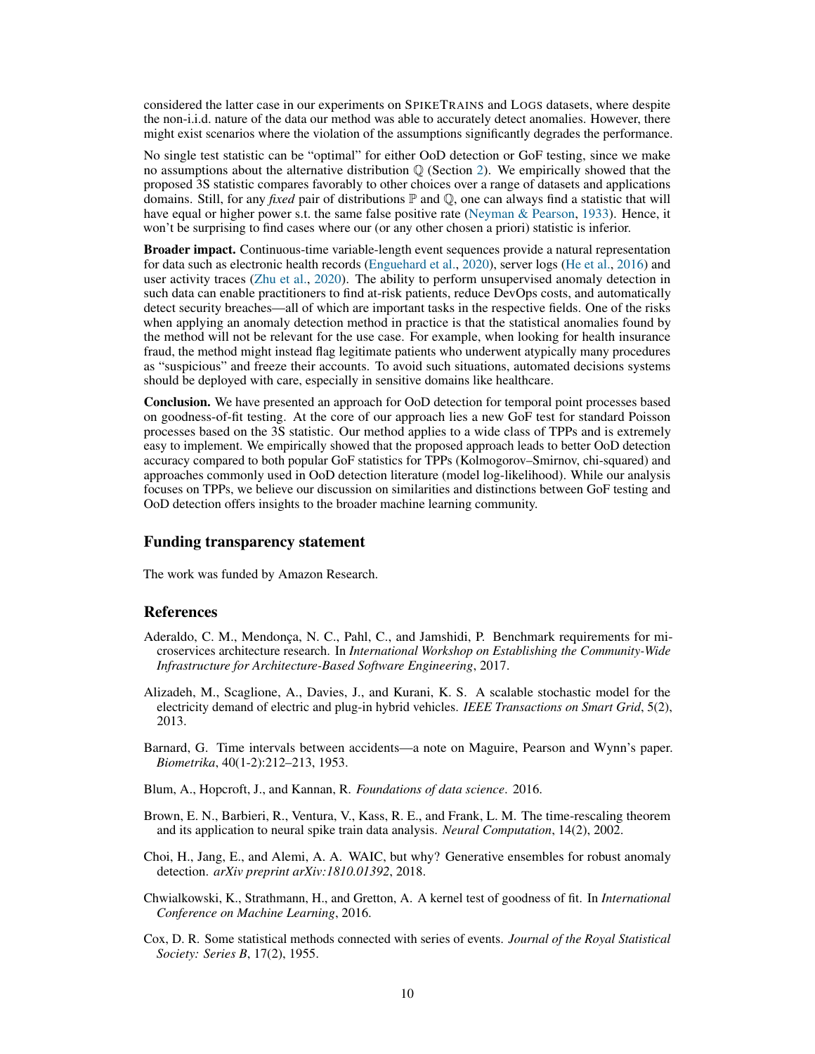considered the latter case in our experiments on SpikeTrains and Logs datasets, where despite the non-i.i.d. nature of the data our method was able to accurately detect anomalies. However, there might exist scenarios where the violation of the assumptions significantly degrades the performance.

No single test statistic can be "optimal" for either OoD detection or GoF testing, since we make no assumptions about the alternative distribution $\mathbb{Q}$ (Section 2). We empirically showed that the proposed 3S statistic compares favorably to other choices over a range of datasets and applications domains. Still, for any *fixed* pair of distributions $\mathbb{P}$ and $\mathbb{Q}$, one can always find a statistic that will have equal or higher power s.t. the same false positive rate (Neyman & Pearson, 1933). Hence, it won't be surprising to find cases where our (or any other chosen a priori) statistic is inferior.

**Broader impact.** Continuous-time variable-length event sequences provide a natural representation for data such as electronic health records (Enguehard et al., 2020), server logs (He et al., 2016) and user activity traces (Zhu et al., 2020). The ability to perform unsupervised anomaly detection in such data can enable practitioners to find at-risk patients, reduce DevOps costs, and automatically detect security breaches—all of which are important tasks in the respective fields. One of the risks when applying an anomaly detection method in practice is that the statistical anomalies found by the method will not be relevant for the use case. For example, when looking for health insurance fraud, the method might instead flag legitimate patients who underwent atypically many procedures as "suspicious" and freeze their accounts. To avoid such situations, automated decisions systems should be deployed with care, especially in sensitive domains like healthcare.

**Conclusion.** We have presented an approach for OoD detection for temporal point processes based on goodness-of-fit testing. At the core of our approach lies a new GoF test for standard Poisson processes based on the 3S statistic. Our method applies to a wide class of TPPs and is extremely easy to implement. We empirically showed that the proposed approach leads to better OoD detection accuracy compared to both popular GoF statistics for TPPs (Kolmogorov–Smirnov, chi-squared) and approaches commonly used in OoD detection literature (model log-likelihood). While our analysis focuses on TPPs, we believe our discussion on similarities and distinctions between GoF testing and OoD detection offers insights to the broader machine learning community.

## Funding transparency statement

The work was funded by Amazon Research.

## References

Aderaldo, C. M., Mendonça, N. C., Pahl, C., and Jamshidi, P. Benchmark requirements for microservices architecture research. In *International Workshop on Establishing the Community-Wide Infrastructure for Architecture-Based Software Engineering*, 2017.

Alizadeh, M., Scaglione, A., Davies, J., and Kurani, K. S. A scalable stochastic model for the electricity demand of electric and plug-in hybrid vehicles. *IEEE Transactions on Smart Grid*, 5(2), 2013.

Barnard, G. Time intervals between accidents—a note on Maguire, Pearson and Wynn's paper. *Biometrika*, 40(1-2):212–213, 1953.

Blum, A., Hopcroft, J., and Kannan, R. *Foundations of data science*. 2016.

Brown, E. N., Barbieri, R., Ventura, V., Kass, R. E., and Frank, L. M. The time-rescaling theorem and its application to neural spike train data analysis. *Neural Computation*, 14(2), 2002.

Choi, H., Jang, E., and Alemi, A. A. WAIC, but why? Generative ensembles for robust anomaly detection. *arXiv preprint arXiv:1810.01392*, 2018.

Chwialkowski, K., Strathmann, H., and Gretton, A. A kernel test of goodness of fit. In *International Conference on Machine Learning*, 2016.

Cox, D. R. Some statistical methods connected with series of events. *Journal of the Royal Statistical Society: Series B*, 17(2), 1955.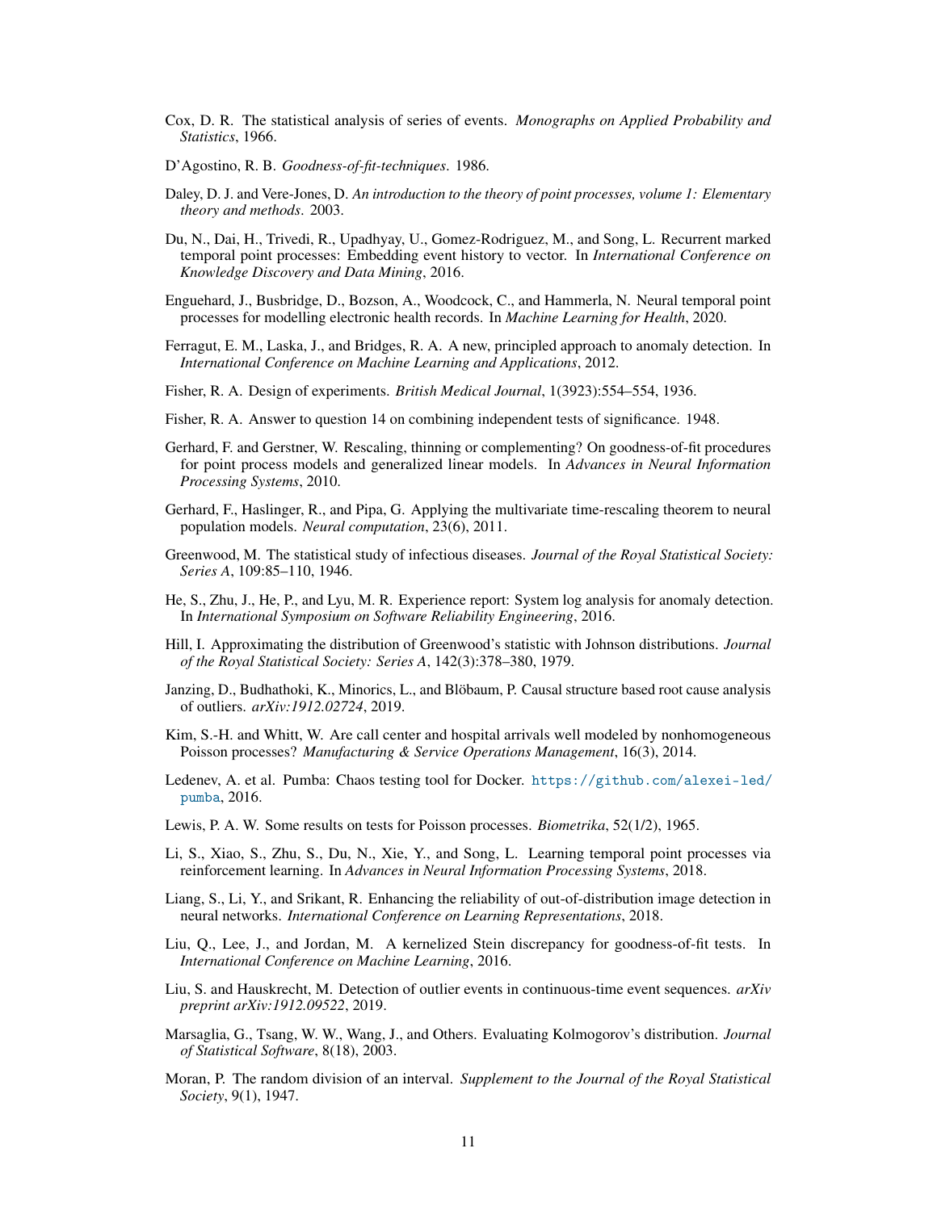Cox, D. R. The statistical analysis of series of events. *Monographs on Applied Probability and Statistics*, 1966.

D'Agostino, R. B. *Goodness-of-fit-techniques*. 1986.

Daley, D. J. and Vere-Jones, D. *An introduction to the theory of point processes, volume 1: Elementary theory and methods*. 2003.

Du, N., Dai, H., Trivedi, R., Upadhyay, U., Gomez-Rodriguez, M., and Song, L. Recurrent marked temporal point processes: Embedding event history to vector. In *International Conference on Knowledge Discovery and Data Mining*, 2016.

Enguehard, J., Busbridge, D., Bozson, A., Woodcock, C., and Hammerla, N. Neural temporal point processes for modelling electronic health records. In *Machine Learning for Health*, 2020.

Ferragut, E. M., Laska, J., and Bridges, R. A. A new, principled approach to anomaly detection. In *International Conference on Machine Learning and Applications*, 2012.

Fisher, R. A. Design of experiments. *British Medical Journal*, 1(3923):554–554, 1936.

Fisher, R. A. Answer to question 14 on combining independent tests of significance. 1948.

Gerhard, F. and Gerstner, W. Rescaling, thinning or complementing? On goodness-of-fit procedures for point process models and generalized linear models. In *Advances in Neural Information Processing Systems*, 2010.

Gerhard, F., Haslinger, R., and Pipa, G. Applying the multivariate time-rescaling theorem to neural population models. *Neural computation*, 23(6), 2011.

Greenwood, M. The statistical study of infectious diseases. *Journal of the Royal Statistical Society: Series A*, 109:85–110, 1946.

He, S., Zhu, J., He, P., and Lyu, M. R. Experience report: System log analysis for anomaly detection. In *International Symposium on Software Reliability Engineering*, 2016.

Hill, I. Approximating the distribution of Greenwood's statistic with Johnson distributions. *Journal of the Royal Statistical Society: Series A*, 142(3):378–380, 1979.

Janzing, D., Budhathoki, K., Minorics, L., and Blöbaum, P. Causal structure based root cause analysis of outliers. *arXiv:1912.02724*, 2019.

Kim, S.-H. and Whitt, W. Are call center and hospital arrivals well modeled by nonhomogeneous Poisson processes? *Manufacturing & Service Operations Management*, 16(3), 2014.

Ledenev, A. et al. Pumba: Chaos testing tool for Docker. https://github.com/alexei-led/pumba, 2016.

Lewis, P. A. W. Some results on tests for Poisson processes. *Biometrika*, 52(1/2), 1965.

Li, S., Xiao, S., Zhu, S., Du, N., Xie, Y., and Song, L. Learning temporal point processes via reinforcement learning. In *Advances in Neural Information Processing Systems*, 2018.

Liang, S., Li, Y., and Srikant, R. Enhancing the reliability of out-of-distribution image detection in neural networks. *International Conference on Learning Representations*, 2018.

Liu, Q., Lee, J., and Jordan, M. A kernelized Stein discrepancy for goodness-of-fit tests. In *International Conference on Machine Learning*, 2016.

Liu, S. and Hauskrecht, M. Detection of outlier events in continuous-time event sequences. *arXiv preprint arXiv:1912.09522*, 2019.

Marsaglia, G., Tsang, W. W., Wang, J., and Others. Evaluating Kolmogorov's distribution. *Journal of Statistical Software*, 8(18), 2003.

Moran, P. The random division of an interval. *Supplement to the Journal of the Royal Statistical Society*, 9(1), 1947.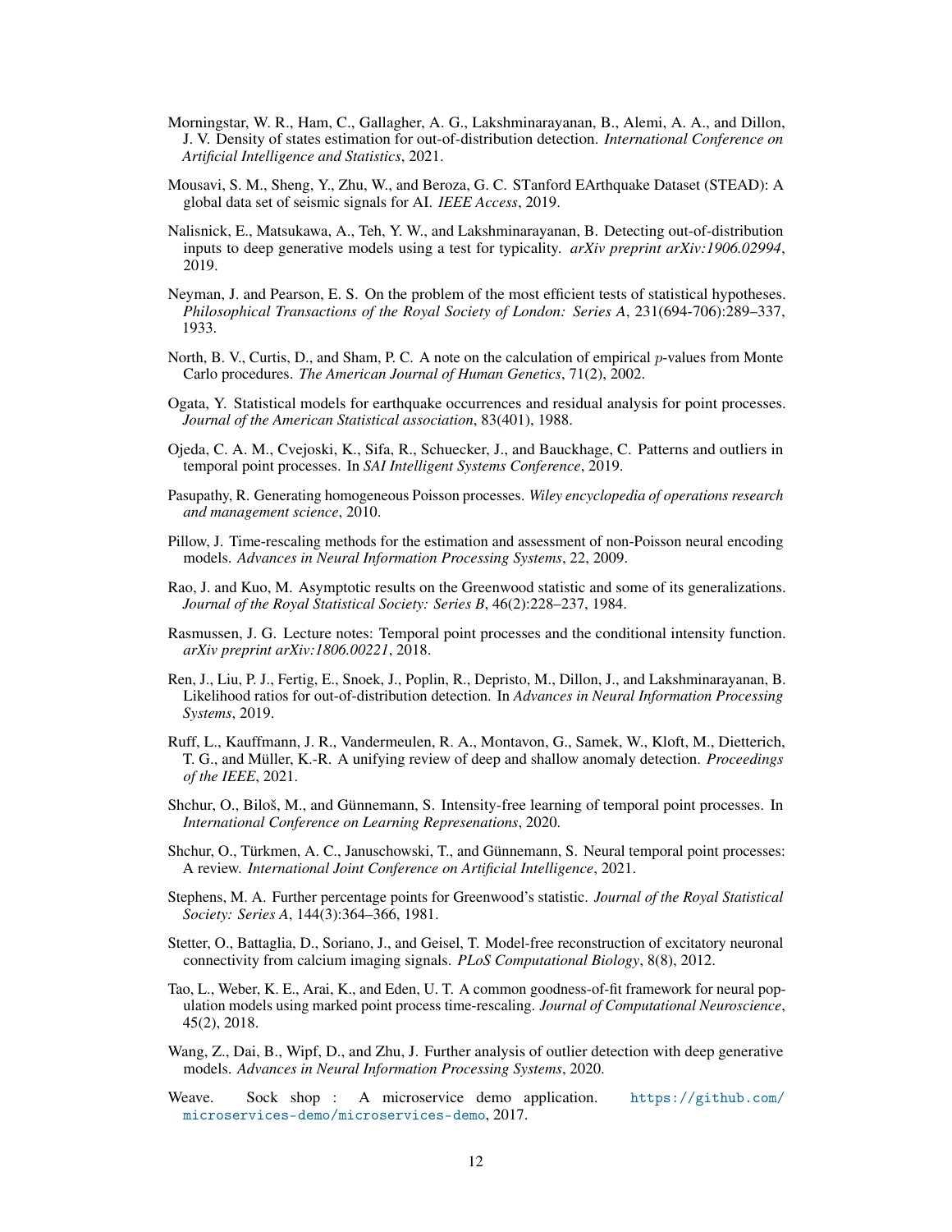Morningstar, W. R., Ham, C., Gallagher, A. G., Lakshminarayanan, B., Alemi, A. A., and Dillon, J. V. Density of states estimation for out-of-distribution detection. *International Conference on Artificial Intelligence and Statistics*, 2021.

Mousavi, S. M., Sheng, Y., Zhu, W., and Beroza, G. C. STanford EArthquake Dataset (STEAD): A global data set of seismic signals for AI. *IEEE Access*, 2019.

Nalisnick, E., Matsukawa, A., Teh, Y. W., and Lakshminarayanan, B. Detecting out-of-distribution inputs to deep generative models using a test for typicality. *arXiv preprint arXiv:1906.02994*, 2019.

Neyman, J. and Pearson, E. S. On the problem of the most efficient tests of statistical hypotheses. *Philosophical Transactions of the Royal Society of London: Series A*, 231(694-706):289–337, 1933.

North, B. V., Curtis, D., and Sham, P. C. A note on the calculation of empirical $p$-values from Monte Carlo procedures. *The American Journal of Human Genetics*, 71(2), 2002.

Ogata, Y. Statistical models for earthquake occurrences and residual analysis for point processes. *Journal of the American Statistical association*, 83(401), 1988.

Ojeda, C. A. M., Cvejoski, K., Sifa, R., Schuecker, J., and Bauckhage, C. Patterns and outliers in temporal point processes. In *SAI Intelligent Systems Conference*, 2019.

Pasupathy, R. Generating homogeneous Poisson processes. *Wiley encyclopedia of operations research and management science*, 2010.

Pillow, J. Time-rescaling methods for the estimation and assessment of non-Poisson neural encoding models. *Advances in Neural Information Processing Systems*, 22, 2009.

Rao, J. and Kuo, M. Asymptotic results on the Greenwood statistic and some of its generalizations. *Journal of the Royal Statistical Society: Series B*, 46(2):228–237, 1984.

Rasmussen, J. G. Lecture notes: Temporal point processes and the conditional intensity function. *arXiv preprint arXiv:1806.00221*, 2018.

Ren, J., Liu, P. J., Fertig, E., Snoek, J., Poplin, R., Depristo, M., Dillon, J., and Lakshminarayanan, B. Likelihood ratios for out-of-distribution detection. In *Advances in Neural Information Processing Systems*, 2019.

Ruff, L., Kauffmann, J. R., Vandermeulen, R. A., Montavon, G., Samek, W., Kloft, M., Dietterich, T. G., and Müller, K.-R. A unifying review of deep and shallow anomaly detection. *Proceedings of the IEEE*, 2021.

Shchur, O., Biloš, M., and Günnemann, S. Intensity-free learning of temporal point processes. In *International Conference on Learning Represenations*, 2020.

Shchur, O., Türkmen, A. C., Januschowski, T., and Günnemann, S. Neural temporal point processes: A review. *International Joint Conference on Artificial Intelligence*, 2021.

Stephens, M. A. Further percentage points for Greenwood's statistic. *Journal of the Royal Statistical Society: Series A*, 144(3):364–366, 1981.

Stetter, O., Battaglia, D., Soriano, J., and Geisel, T. Model-free reconstruction of excitatory neuronal connectivity from calcium imaging signals. *PLoS Computational Biology*, 8(8), 2012.

Tao, L., Weber, K. E., Arai, K., and Eden, U. T. A common goodness-of-fit framework for neural population models using marked point process time-rescaling. *Journal of Computational Neuroscience*, 45(2), 2018.

Wang, Z., Dai, B., Wipf, D., and Zhu, J. Further analysis of outlier detection with deep generative models. *Advances in Neural Information Processing Systems*, 2020.

Weave. Sock shop : A microservice demo application. https://github.com/microservices-demo/microservices-demo, 2017.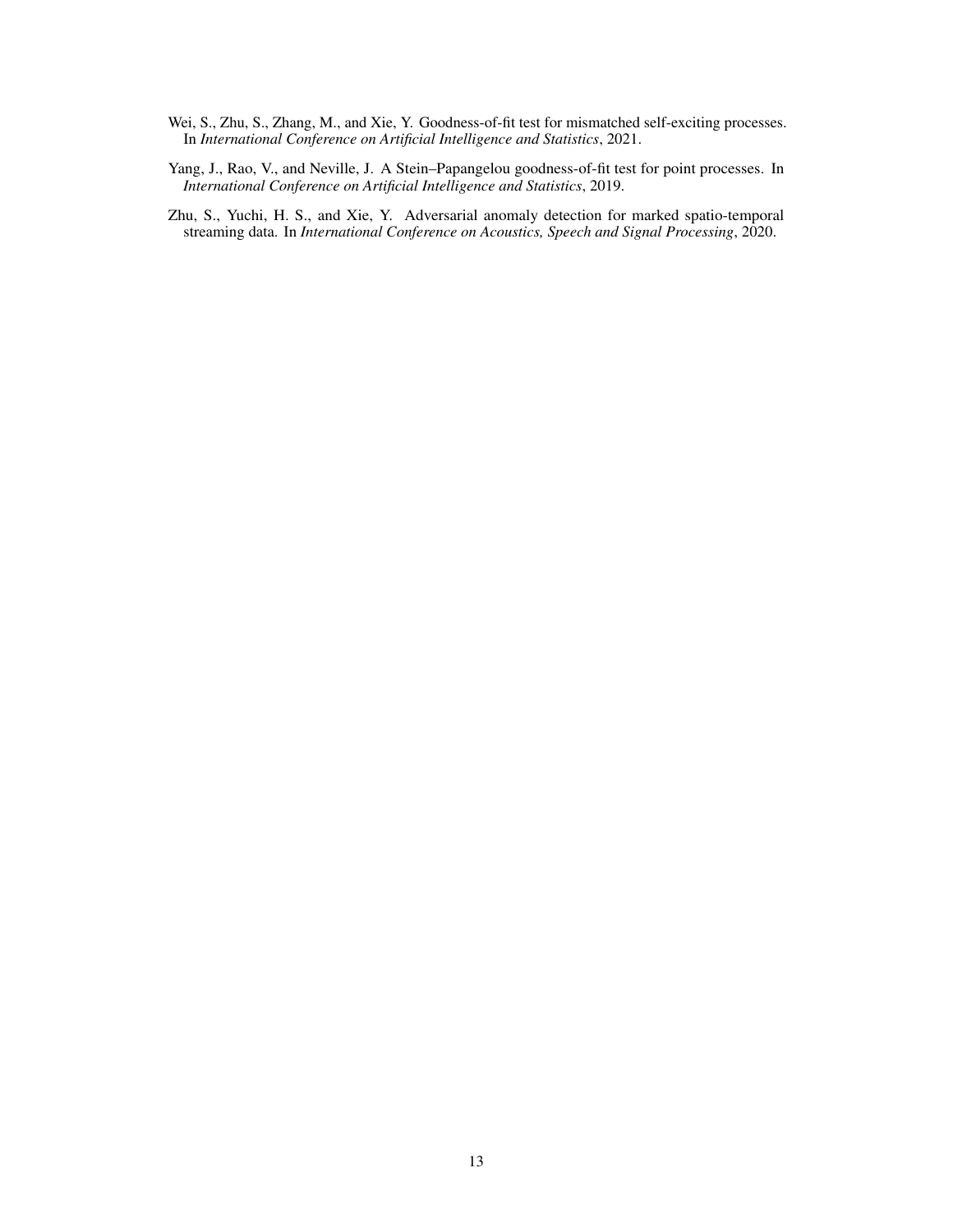Wei, S., Zhu, S., Zhang, M., and Xie, Y. Goodness-of-fit test for mismatched self-exciting processes. In *International Conference on Artificial Intelligence and Statistics*, 2021.

Yang, J., Rao, V., and Neville, J. A Stein–Papangelou goodness-of-fit test for point processes. In *International Conference on Artificial Intelligence and Statistics*, 2019.

Zhu, S., Yuchi, H. S., and Xie, Y. Adversarial anomaly detection for marked spatio-temporal streaming data. In *International Conference on Acoustics, Speech and Signal Processing*, 2020.